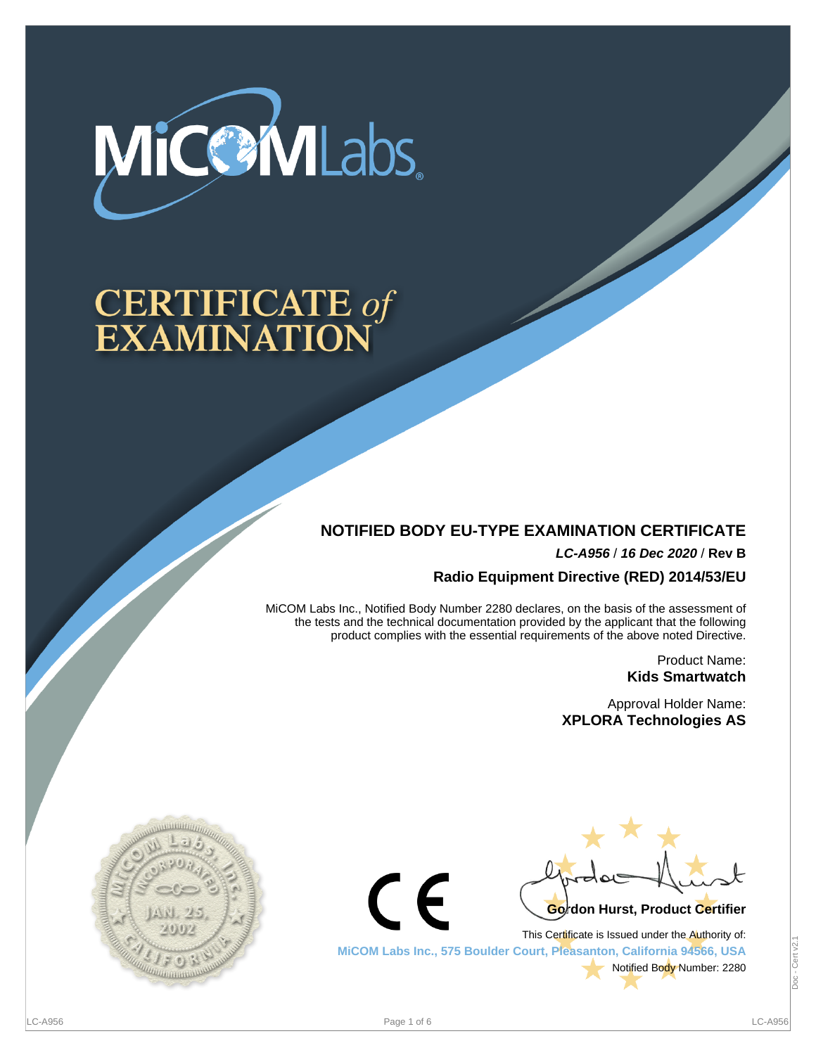MiCOM Labs

# CERTIFICATE *of* EXAMINATION

## NOTIFIED BODY EU-TYPE EXAMINATION CERTIFICATE

***LC-A956*** / ***16 Dec 2020*** / **Rev B**

**Radio Equipment Directive (RED) 2014/53/EU**

MiCOM Labs Inc., Notified Body Number 2280 declares, on the basis of the assessment of the tests and the technical documentation provided by the applicant that the following product complies with the essential requirements of the above noted Directive.

Product Name:
**Kids Smartwatch**

Approval Holder Name:
**XPLORA Technologies AS**

MiCOM Labs, Inc. INCORPORATED JAN. 25, 2002 CALIFORNIA

CE

**Gordon Hurst, Product Certifier**

This Certificate is Issued under the Authority of:
**MiCOM Labs Inc., 575 Boulder Court, Pleasanton, California 94566, USA**
Notified Body Number: 2280

Doc - Cert v2.1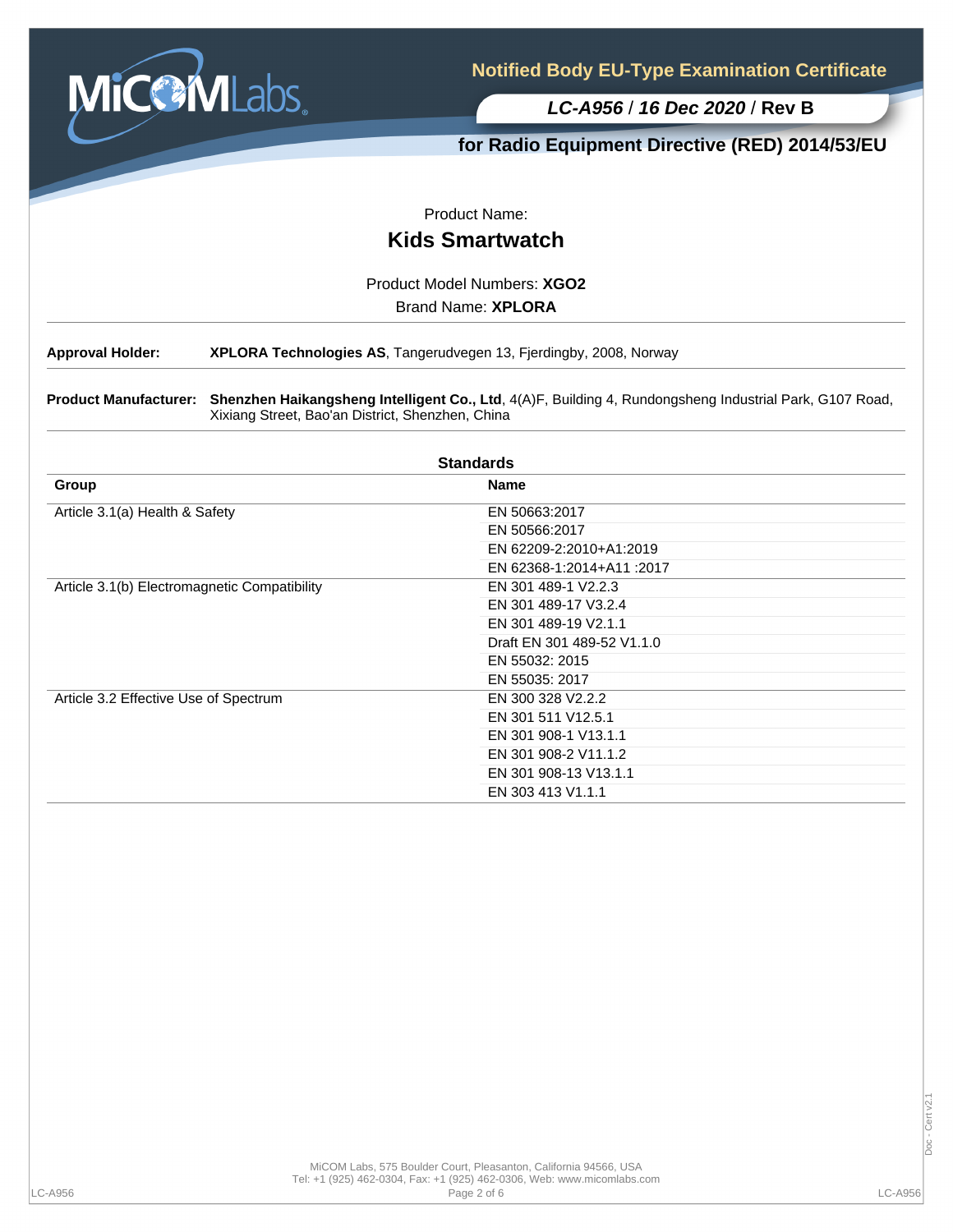# Notified Body EU-Type Examination Certificate

***LC-A956*** / ***16 Dec 2020*** / **Rev B**

**for Radio Equipment Directive (RED) 2014/53/EU**

Product Name:

## Kids Smartwatch

Product Model Numbers: **XGO2**

Brand Name: **XPLORA**

**Approval Holder:** **XPLORA Technologies AS**, Tangerudvegen 13, Fjerdingby, 2008, Norway

**Product Manufacturer:** **Shenzhen Haikangsheng Intelligent Co., Ltd**, 4(A)F, Building 4, Rundongsheng Industrial Park, G107 Road, Xixiang Street, Bao'an District, Shenzhen, China

### Standards

| Group | Name |
|---|---|
| Article 3.1(a) Health & Safety | EN 50663:2017 |
| | EN 50566:2017 |
| | EN 62209-2:2010+A1:2019 |
| | EN 62368-1:2014+A11 :2017 |
| Article 3.1(b) Electromagnetic Compatibility | EN 301 489-1 V2.2.3 |
| | EN 301 489-17 V3.2.4 |
| | EN 301 489-19 V2.1.1 |
| | Draft EN 301 489-52 V1.1.0 |
| | EN 55032: 2015 |
| | EN 55035: 2017 |
| Article 3.2 Effective Use of Spectrum | EN 300 328 V2.2.2 |
| | EN 301 511 V12.5.1 |
| | EN 301 908-1 V13.1.1 |
| | EN 301 908-2 V11.1.2 |
| | EN 301 908-13 V13.1.1 |
| | EN 303 413 V1.1.1 |

MiCOM Labs, 575 Boulder Court, Pleasanton, California 94566, USA
Tel: +1 (925) 462-0304, Fax: +1 (925) 462-0306, Web: www.micomlabs.com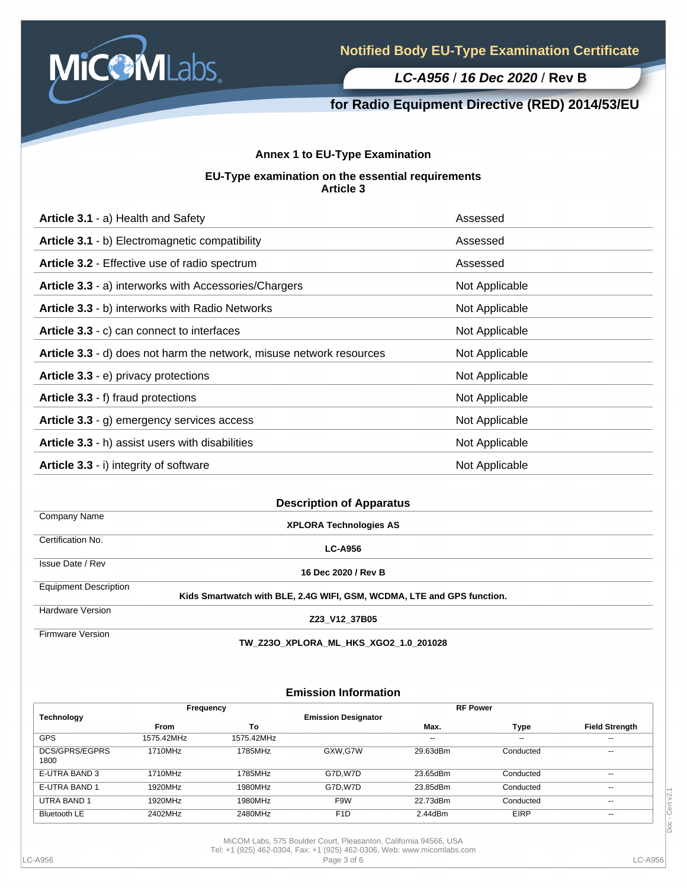Notified Body EU-Type Examination Certificate

***LC-A956*** / ***16 Dec 2020*** / **Rev B**

**for Radio Equipment Directive (RED) 2014/53/EU**

### Annex 1 to EU-Type Examination

### EU-Type examination on the essential requirements
### Article 3

| | |
|---|---|
| **Article 3.1** - a) Health and Safety | Assessed |
| **Article 3.1** - b) Electromagnetic compatibility | Assessed |
| **Article 3.2** - Effective use of radio spectrum | Assessed |
| **Article 3.3** - a) interworks with Accessories/Chargers | Not Applicable |
| **Article 3.3** - b) interworks with Radio Networks | Not Applicable |
| **Article 3.3** - c) can connect to interfaces | Not Applicable |
| **Article 3.3** - d) does not harm the network, misuse network resources | Not Applicable |
| **Article 3.3** - e) privacy protections | Not Applicable |
| **Article 3.3** - f) fraud protections | Not Applicable |
| **Article 3.3** - g) emergency services access | Not Applicable |
| **Article 3.3** - h) assist users with disabilities | Not Applicable |
| **Article 3.3** - i) integrity of software | Not Applicable |

### Description of Apparatus

| | |
|---|---|
| Company Name | **XPLORA Technologies AS** |
| Certification No. | **LC-A956** |
| Issue Date / Rev | **16 Dec 2020 / Rev B** |
| Equipment Description | **Kids Smartwatch with BLE, 2.4G WIFI, GSM, WCDMA, LTE and GPS function.** |
| Hardware Version | **Z23_V12_37B05** |
| Firmware Version | **TW_Z23O_XPLORA_ML_HKS_XGO2_1.0_201028** |

### Emission Information

| Technology | Frequency | | Emission Designator | RF Power | | Field Strength |
|---|---|---|---|---|---|---|
| | From | To | | Max. | Type | |
| GPS | 1575.42MHz | 1575.42MHz | | -- | -- | -- |
| DCS/GPRS/EGPRS 1800 | 1710MHz | 1785MHz | GXW,G7W | 29.63dBm | Conducted | -- |
| E-UTRA BAND 3 | 1710MHz | 1785MHz | G7D,W7D | 23.65dBm | Conducted | -- |
| E-UTRA BAND 1 | 1920MHz | 1980MHz | G7D,W7D | 23.85dBm | Conducted | -- |
| UTRA BAND 1 | 1920MHz | 1980MHz | F9W | 22.73dBm | Conducted | -- |
| Bluetooth LE | 2402MHz | 2480MHz | F1D | 2.44dBm | EIRP | -- |

MiCOM Labs, 575 Boulder Court, Pleasanton, California 94566, USA
Tel: +1 (925) 462-0304, Fax: +1 (925) 462-0306, Web: www.micomlabs.com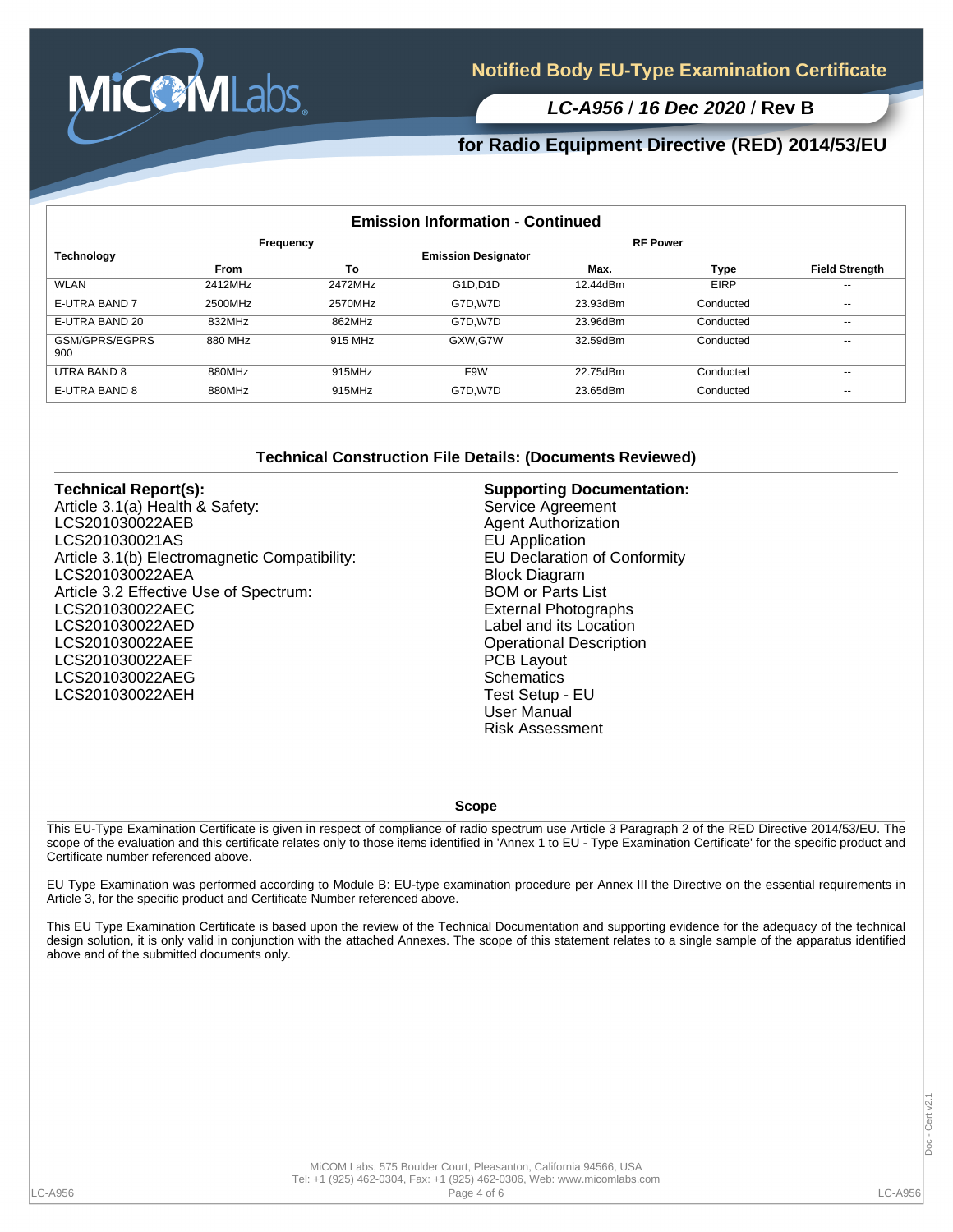## Emission Information - Continued

| Technology | Frequency | | Emission Designator | RF Power | | |
|---|---|---|---|---|---|---|
| | From | To | | Max. | Type | Field Strength |
| WLAN | 2412MHz | 2472MHz | G1D,D1D | 12.44dBm | EIRP | -- |
| E-UTRA BAND 7 | 2500MHz | 2570MHz | G7D,W7D | 23.93dBm | Conducted | -- |
| E-UTRA BAND 20 | 832MHz | 862MHz | G7D,W7D | 23.96dBm | Conducted | -- |
| GSM/GPRS/EGPRS 900 | 880 MHz | 915 MHz | GXW,G7W | 32.59dBm | Conducted | -- |
| UTRA BAND 8 | 880MHz | 915MHz | F9W | 22.75dBm | Conducted | -- |
| E-UTRA BAND 8 | 880MHz | 915MHz | G7D,W7D | 23.65dBm | Conducted | -- |

## Technical Construction File Details: (Documents Reviewed)

**Technical Report(s):**

Article 3.1(a) Health & Safety:
LCS201030022AEB
LCS201030021AS
Article 3.1(b) Electromagnetic Compatibility:
LCS201030022AEA
Article 3.2 Effective Use of Spectrum:
LCS201030022AEC
LCS201030022AED
LCS201030022AEE
LCS201030022AEF
LCS201030022AEG
LCS201030022AEH

**Supporting Documentation:**

Service Agreement
Agent Authorization
EU Application
EU Declaration of Conformity
Block Diagram
BOM or Parts List
External Photographs
Label and its Location
Operational Description
PCB Layout
Schematics
Test Setup - EU
User Manual
Risk Assessment

## Scope

This EU-Type Examination Certificate is given in respect of compliance of radio spectrum use Article 3 Paragraph 2 of the RED Directive 2014/53/EU. The scope of the evaluation and this certificate relates only to those items identified in 'Annex 1 to EU - Type Examination Certificate' for the specific product and Certificate number referenced above.

EU Type Examination was performed according to Module B: EU-type examination procedure per Annex III the Directive on the essential requirements in Article 3, for the specific product and Certificate Number referenced above.

This EU Type Examination Certificate is based upon the review of the Technical Documentation and supporting evidence for the adequacy of the technical design solution, it is only valid in conjunction with the attached Annexes. The scope of this statement relates to a single sample of the apparatus identified above and of the submitted documents only.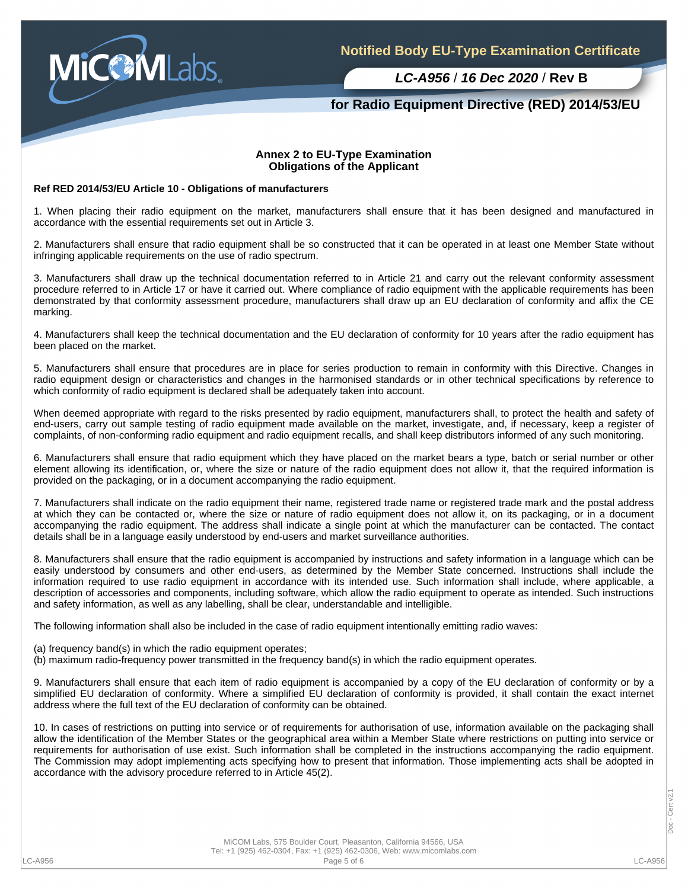## Annex 2 to EU-Type Examination
## Obligations of the Applicant

**Ref RED 2014/53/EU Article 10 - Obligations of manufacturers**

1. When placing their radio equipment on the market, manufacturers shall ensure that it has been designed and manufactured in accordance with the essential requirements set out in Article 3.

2. Manufacturers shall ensure that radio equipment shall be so constructed that it can be operated in at least one Member State without infringing applicable requirements on the use of radio spectrum.

3. Manufacturers shall draw up the technical documentation referred to in Article 21 and carry out the relevant conformity assessment procedure referred to in Article 17 or have it carried out. Where compliance of radio equipment with the applicable requirements has been demonstrated by that conformity assessment procedure, manufacturers shall draw up an EU declaration of conformity and affix the CE marking.

4. Manufacturers shall keep the technical documentation and the EU declaration of conformity for 10 years after the radio equipment has been placed on the market.

5. Manufacturers shall ensure that procedures are in place for series production to remain in conformity with this Directive. Changes in radio equipment design or characteristics and changes in the harmonised standards or in other technical specifications by reference to which conformity of radio equipment is declared shall be adequately taken into account.

When deemed appropriate with regard to the risks presented by radio equipment, manufacturers shall, to protect the health and safety of end-users, carry out sample testing of radio equipment made available on the market, investigate, and, if necessary, keep a register of complaints, of non-conforming radio equipment and radio equipment recalls, and shall keep distributors informed of any such monitoring.

6. Manufacturers shall ensure that radio equipment which they have placed on the market bears a type, batch or serial number or other element allowing its identification, or, where the size or nature of the radio equipment does not allow it, that the required information is provided on the packaging, or in a document accompanying the radio equipment.

7. Manufacturers shall indicate on the radio equipment their name, registered trade name or registered trade mark and the postal address at which they can be contacted or, where the size or nature of radio equipment does not allow it, on its packaging, or in a document accompanying the radio equipment. The address shall indicate a single point at which the manufacturer can be contacted. The contact details shall be in a language easily understood by end-users and market surveillance authorities.

8. Manufacturers shall ensure that the radio equipment is accompanied by instructions and safety information in a language which can be easily understood by consumers and other end-users, as determined by the Member State concerned. Instructions shall include the information required to use radio equipment in accordance with its intended use. Such information shall include, where applicable, a description of accessories and components, including software, which allow the radio equipment to operate as intended. Such instructions and safety information, as well as any labelling, shall be clear, understandable and intelligible.

The following information shall also be included in the case of radio equipment intentionally emitting radio waves:

(a) frequency band(s) in which the radio equipment operates;
(b) maximum radio-frequency power transmitted in the frequency band(s) in which the radio equipment operates.

9. Manufacturers shall ensure that each item of radio equipment is accompanied by a copy of the EU declaration of conformity or by a simplified EU declaration of conformity. Where a simplified EU declaration of conformity is provided, it shall contain the exact internet address where the full text of the EU declaration of conformity can be obtained.

10. In cases of restrictions on putting into service or of requirements for authorisation of use, information available on the packaging shall allow the identification of the Member States or the geographical area within a Member State where restrictions on putting into service or requirements for authorisation of use exist. Such information shall be completed in the instructions accompanying the radio equipment. The Commission may adopt implementing acts specifying how to present that information. Those implementing acts shall be adopted in accordance with the advisory procedure referred to in Article 45(2).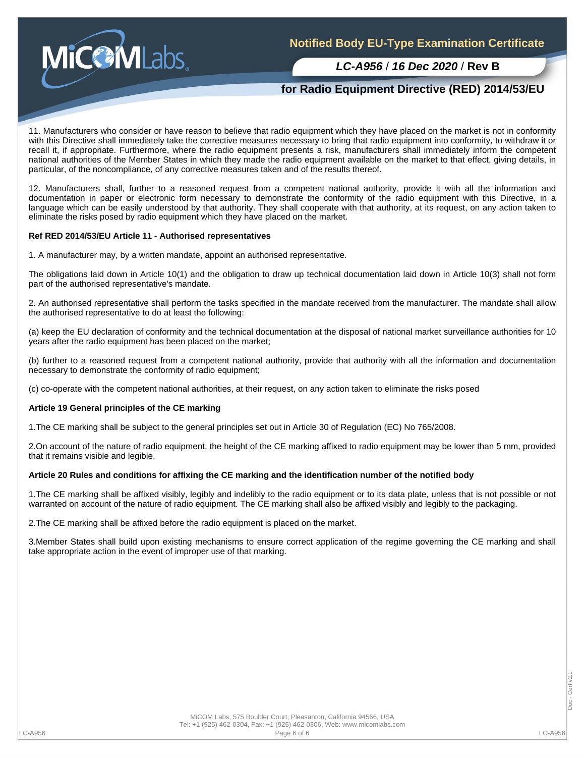11. Manufacturers who consider or have reason to believe that radio equipment which they have placed on the market is not in conformity with this Directive shall immediately take the corrective measures necessary to bring that radio equipment into conformity, to withdraw it or recall it, if appropriate. Furthermore, where the radio equipment presents a risk, manufacturers shall immediately inform the competent national authorities of the Member States in which they made the radio equipment available on the market to that effect, giving details, in particular, of the noncompliance, of any corrective measures taken and of the results thereof.

12. Manufacturers shall, further to a reasoned request from a competent national authority, provide it with all the information and documentation in paper or electronic form necessary to demonstrate the conformity of the radio equipment with this Directive, in a language which can be easily understood by that authority. They shall cooperate with that authority, at its request, on any action taken to eliminate the risks posed by radio equipment which they have placed on the market.

**Ref RED 2014/53/EU Article 11 - Authorised representatives**

1. A manufacturer may, by a written mandate, appoint an authorised representative.

The obligations laid down in Article 10(1) and the obligation to draw up technical documentation laid down in Article 10(3) shall not form part of the authorised representative's mandate.

2. An authorised representative shall perform the tasks specified in the mandate received from the manufacturer. The mandate shall allow the authorised representative to do at least the following:

(a) keep the EU declaration of conformity and the technical documentation at the disposal of national market surveillance authorities for 10 years after the radio equipment has been placed on the market;

(b) further to a reasoned request from a competent national authority, provide that authority with all the information and documentation necessary to demonstrate the conformity of radio equipment;

(c) co-operate with the competent national authorities, at their request, on any action taken to eliminate the risks posed

**Article 19 General principles of the CE marking**

1.The CE marking shall be subject to the general principles set out in Article 30 of Regulation (EC) No 765/2008.

2.On account of the nature of radio equipment, the height of the CE marking affixed to radio equipment may be lower than 5 mm, provided that it remains visible and legible.

**Article 20 Rules and conditions for affixing the CE marking and the identification number of the notified body**

1.The CE marking shall be affixed visibly, legibly and indelibly to the radio equipment or to its data plate, unless that is not possible or not warranted on account of the nature of radio equipment. The CE marking shall also be affixed visibly and legibly to the packaging.

2.The CE marking shall be affixed before the radio equipment is placed on the market.

3.Member States shall build upon existing mechanisms to ensure correct application of the regime governing the CE marking and shall take appropriate action in the event of improper use of that marking.